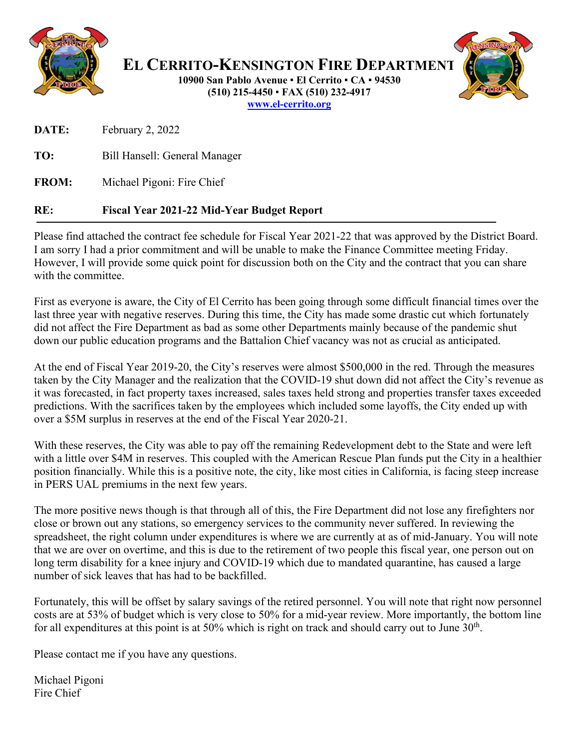# El Cerrito-Kensington Fire Department

**10900 San Pablo Avenue ▪ El Cerrito ▪ CA ▪ 94530**
**(510) 215-4450 ▪ FAX (510) 232-4917**
**www.el-cerrito.org**

**DATE:** February 2, 2022

**TO:** Bill Hansell: General Manager

**FROM:** Michael Pigoni: Fire Chief

**RE:** **Fiscal Year 2021-22 Mid-Year Budget Report**

---

Please find attached the contract fee schedule for Fiscal Year 2021-22 that was approved by the District Board. I am sorry I had a prior commitment and will be unable to make the Finance Committee meeting Friday. However, I will provide some quick point for discussion both on the City and the contract that you can share with the committee.

First as everyone is aware, the City of El Cerrito has been going through some difficult financial times over the last three year with negative reserves. During this time, the City has made some drastic cut which fortunately did not affect the Fire Department as bad as some other Departments mainly because of the pandemic shut down our public education programs and the Battalion Chief vacancy was not as crucial as anticipated.

At the end of Fiscal Year 2019-20, the City's reserves were almost $500,000 in the red. Through the measures taken by the City Manager and the realization that the COVID-19 shut down did not affect the City's revenue as it was forecasted, in fact property taxes increased, sales taxes held strong and properties transfer taxes exceeded predictions. With the sacrifices taken by the employees which included some layoffs, the City ended up with over a $5M surplus in reserves at the end of the Fiscal Year 2020-21.

With these reserves, the City was able to pay off the remaining Redevelopment debt to the State and were left with a little over $4M in reserves. This coupled with the American Rescue Plan funds put the City in a healthier position financially. While this is a positive note, the city, like most cities in California, is facing steep increase in PERS UAL premiums in the next few years.

The more positive news though is that through all of this, the Fire Department did not lose any firefighters nor close or brown out any stations, so emergency services to the community never suffered. In reviewing the spreadsheet, the right column under expenditures is where we are currently at as of mid-January. You will note that we are over on overtime, and this is due to the retirement of two people this fiscal year, one person out on long term disability for a knee injury and COVID-19 which due to mandated quarantine, has caused a large number of sick leaves that has had to be backfilled.

Fortunately, this will be offset by salary savings of the retired personnel. You will note that right now personnel costs are at 53% of budget which is very close to 50% for a mid-year review. More importantly, the bottom line for all expenditures at this point is at 50% which is right on track and should carry out to June 30th.

Please contact me if you have any questions.

Michael Pigoni
Fire Chief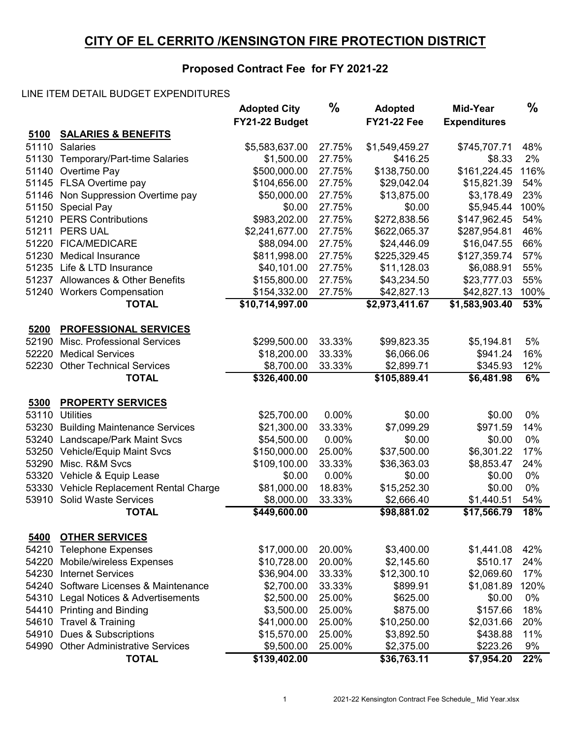# CITY OF EL CERRITO /KENSINGTON FIRE PROTECTION DISTRICT

## Proposed Contract Fee for FY 2021-22

LINE ITEM DETAIL BUDGET EXPENDITURES

| | | Adopted City FY21-22 Budget | % | Adopted FY21-22 Fee | Mid-Year Expenditures | % |
|---|---|---|---|---|---|---|
| **5100** | **SALARIES & BENEFITS** | | | | | |
| 51110 | Salaries | $5,583,637.00 | 27.75% | $1,549,459.27 | $745,707.71 | 48% |
| 51130 | Temporary/Part-time Salaries | $1,500.00 | 27.75% | $416.25 | $8.33 | 2% |
| 51140 | Overtime Pay | $500,000.00 | 27.75% | $138,750.00 | $161,224.45 | 116% |
| 51145 | FLSA Overtime pay | $104,656.00 | 27.75% | $29,042.04 | $15,821.39 | 54% |
| 51146 | Non Suppression Overtime pay | $50,000.00 | 27.75% | $13,875.00 | $3,178.49 | 23% |
| 51150 | Special Pay | $0.00 | 27.75% | $0.00 | $5,945.44 | 100% |
| 51210 | PERS Contributions | $983,202.00 | 27.75% | $272,838.56 | $147,962.45 | 54% |
| 51211 | PERS UAL | $2,241,677.00 | 27.75% | $622,065.37 | $287,954.81 | 46% |
| 51220 | FICA/MEDICARE | $88,094.00 | 27.75% | $24,446.09 | $16,047.55 | 66% |
| 51230 | Medical Insurance | $811,998.00 | 27.75% | $225,329.45 | $127,359.74 | 57% |
| 51235 | Life & LTD Insurance | $40,101.00 | 27.75% | $11,128.03 | $6,088.91 | 55% |
| 51237 | Allowances & Other Benefits | $155,800.00 | 27.75% | $43,234.50 | $23,777.03 | 55% |
| 51240 | Workers Compensation | $154,332.00 | 27.75% | $42,827.13 | $42,827.13 | 100% |
| | **TOTAL** | **$10,714,997.00** | | **$2,973,411.67** | **$1,583,903.40** | **53%** |
| **5200** | **PROFESSIONAL SERVICES** | | | | | |
| 52190 | Misc. Professional Services | $299,500.00 | 33.33% | $99,823.35 | $5,194.81 | 5% |
| 52220 | Medical Services | $18,200.00 | 33.33% | $6,066.06 | $941.24 | 16% |
| 52230 | Other Technical Services | $8,700.00 | 33.33% | $2,899.71 | $345.93 | 12% |
| | **TOTAL** | **$326,400.00** | | **$105,889.41** | **$6,481.98** | **6%** |
| **5300** | **PROPERTY SERVICES** | | | | | |
| 53110 | Utilities | $25,700.00 | 0.00% | $0.00 | $0.00 | 0% |
| 53230 | Building Maintenance Services | $21,300.00 | 33.33% | $7,099.29 | $971.59 | 14% |
| 53240 | Landscape/Park Maint Svcs | $54,500.00 | 0.00% | $0.00 | $0.00 | 0% |
| 53250 | Vehicle/Equip Maint Svcs | $150,000.00 | 25.00% | $37,500.00 | $6,301.22 | 17% |
| 53290 | Misc. R&M Svcs | $109,100.00 | 33.33% | $36,363.03 | $8,853.47 | 24% |
| 53320 | Vehicle & Equip Lease | $0.00 | 0.00% | $0.00 | $0.00 | 0% |
| 53330 | Vehicle Replacement Rental Charge | $81,000.00 | 18.83% | $15,252.30 | $0.00 | 0% |
| 53910 | Solid Waste Services | $8,000.00 | 33.33% | $2,666.40 | $1,440.51 | 54% |
| | **TOTAL** | **$449,600.00** | | **$98,881.02** | **$17,566.79** | **18%** |
| **5400** | **OTHER SERVICES** | | | | | |
| 54210 | Telephone Expenses | $17,000.00 | 20.00% | $3,400.00 | $1,441.08 | 42% |
| 54220 | Mobile/wireless Expenses | $10,728.00 | 20.00% | $2,145.60 | $510.17 | 24% |
| 54230 | Internet Services | $36,904.00 | 33.33% | $12,300.10 | $2,069.60 | 17% |
| 54240 | Software Licenses & Maintenance | $2,700.00 | 33.33% | $899.91 | $1,081.89 | 120% |
| 54310 | Legal Notices & Advertisements | $2,500.00 | 25.00% | $625.00 | $0.00 | 0% |
| 54410 | Printing and Binding | $3,500.00 | 25.00% | $875.00 | $157.66 | 18% |
| 54610 | Travel & Training | $41,000.00 | 25.00% | $10,250.00 | $2,031.66 | 20% |
| 54910 | Dues & Subscriptions | $15,570.00 | 25.00% | $3,892.50 | $438.88 | 11% |
| 54990 | Other Administrative Services | $9,500.00 | 25.00% | $2,375.00 | $223.26 | 9% |
| | **TOTAL** | **$139,402.00** | | **$36,763.11** | **$7,954.20** | **22%** |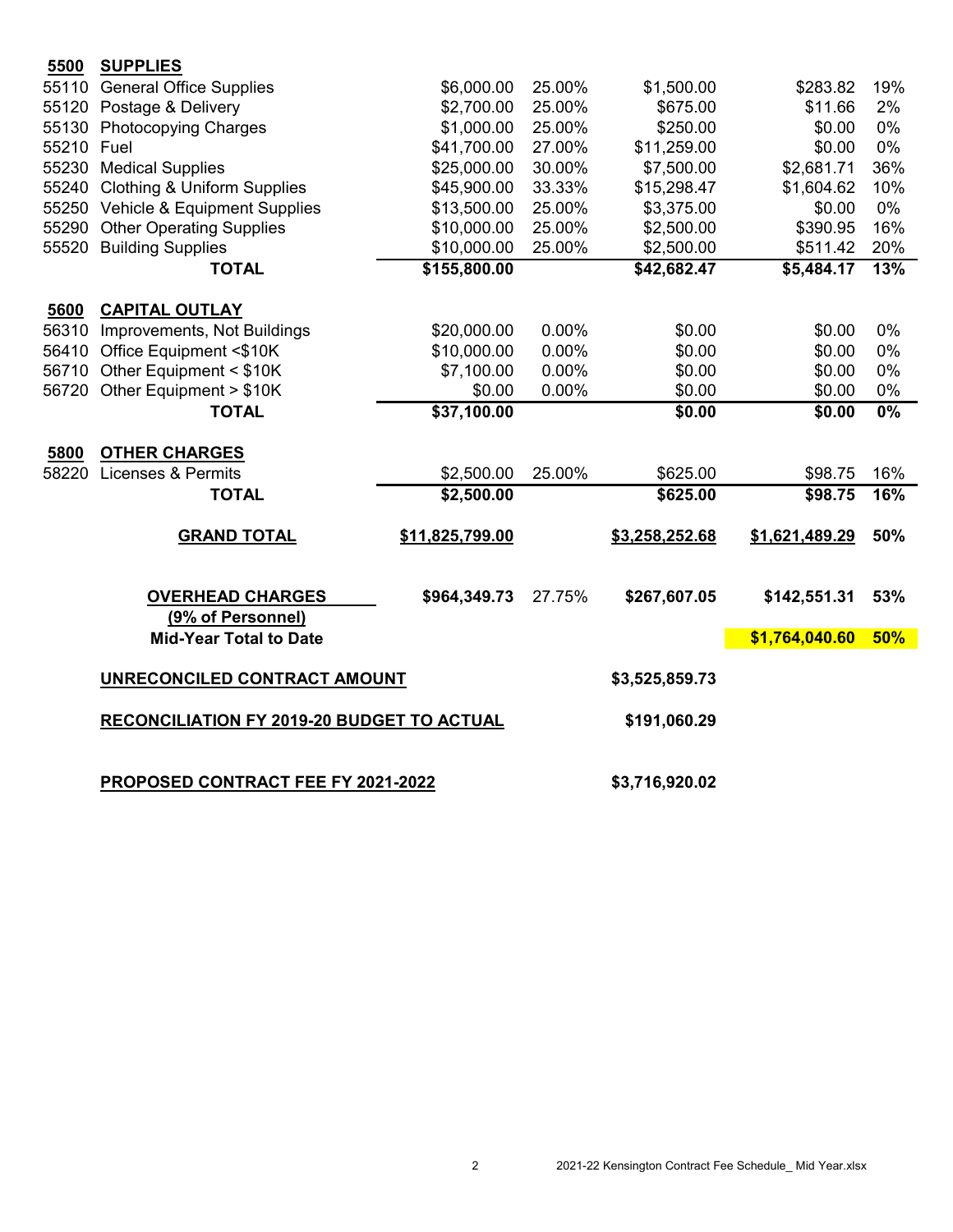| | | | | | | |
|---|---|---|---|---|---|---|
| **5500** | **SUPPLIES** | | | | | |
| 55110 | General Office Supplies | $6,000.00 | 25.00% | $1,500.00 | $283.82 | 19% |
| 55120 | Postage & Delivery | $2,700.00 | 25.00% | $675.00 | $11.66 | 2% |
| 55130 | Photocopying Charges | $1,000.00 | 25.00% | $250.00 | $0.00 | 0% |
| 55210 | Fuel | $41,700.00 | 27.00% | $11,259.00 | $0.00 | 0% |
| 55230 | Medical Supplies | $25,000.00 | 30.00% | $7,500.00 | $2,681.71 | 36% |
| 55240 | Clothing & Uniform Supplies | $45,900.00 | 33.33% | $15,298.47 | $1,604.62 | 10% |
| 55250 | Vehicle & Equipment Supplies | $13,500.00 | 25.00% | $3,375.00 | $0.00 | 0% |
| 55290 | Other Operating Supplies | $10,000.00 | 25.00% | $2,500.00 | $390.95 | 16% |
| 55520 | Building Supplies | $10,000.00 | 25.00% | $2,500.00 | $511.42 | 20% |
| | **TOTAL** | **$155,800.00** | | **$42,682.47** | **$5,484.17** | **13%** |
| **5600** | **CAPITAL OUTLAY** | | | | | |
| 56310 | Improvements, Not Buildings | $20,000.00 | 0.00% | $0.00 | $0.00 | 0% |
| 56410 | Office Equipment <$10K | $10,000.00 | 0.00% | $0.00 | $0.00 | 0% |
| 56710 | Other Equipment < $10K | $7,100.00 | 0.00% | $0.00 | $0.00 | 0% |
| 56720 | Other Equipment > $10K | $0.00 | 0.00% | $0.00 | $0.00 | 0% |
| | **TOTAL** | **$37,100.00** | | **$0.00** | **$0.00** | **0%** |
| **5800** | **OTHER CHARGES** | | | | | |
| 58220 | Licenses & Permits | $2,500.00 | 25.00% | $625.00 | $98.75 | 16% |
| | **TOTAL** | **$2,500.00** | | **$625.00** | **$98.75** | **16%** |
| | **GRAND TOTAL** | **$11,825,799.00** | | **$3,258,252.68** | **$1,621,489.29** | **50%** |
| | **OVERHEAD CHARGES (9% of Personnel)** | **$964,349.73** | 27.75% | **$267,607.05** | **$142,551.31** | **53%** |
| | **Mid-Year Total to Date** | | | | **$1,764,040.60** | **50%** |

**UNRECONCILED CONTRACT AMOUNT** — **$3,525,859.73**

**RECONCILIATION FY 2019-20 BUDGET TO ACTUAL** — **$191,060.29**

**PROPOSED CONTRACT FEE FY 2021-2022** — **$3,716,920.02**